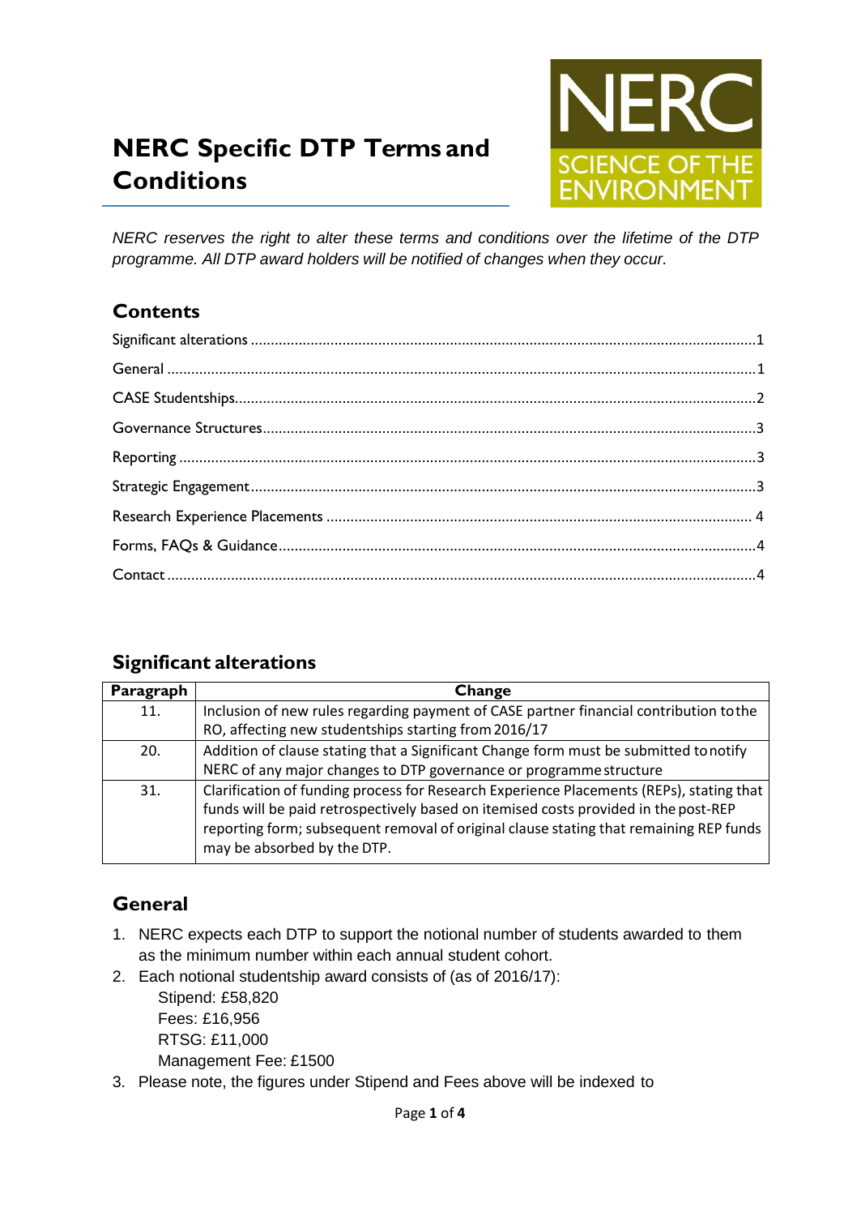# NERC Specific DTP Terms and Conditions

*NERC reserves the right to alter these terms and conditions over the lifetime of the DTP programme. All DTP award holders will be notified of changes when they occur.*

## Contents

- Significant alterations ........ 1
- General ........ 1
- CASE Studentships ........ 2
- Governance Structures ........ 3
- Reporting ........ 3
- Strategic Engagement ........ 3
- Research Experience Placements ........ 4
- Forms, FAQs & Guidance ........ 4
- Contact ........ 4

## Significant alterations

| Paragraph | Change |
|---|---|
| 11. | Inclusion of new rules regarding payment of CASE partner financial contribution to the RO, affecting new studentships starting from 2016/17 |
| 20. | Addition of clause stating that a Significant Change form must be submitted to notify NERC of any major changes to DTP governance or programme structure |
| 31. | Clarification of funding process for Research Experience Placements (REPs), stating that funds will be paid retrospectively based on itemised costs provided in the post-REP reporting form; subsequent removal of original clause stating that remaining REP funds may be absorbed by the DTP. |

## General

1. NERC expects each DTP to support the notional number of students awarded to them as the minimum number within each annual student cohort.
2. Each notional studentship award consists of (as of 2016/17):
   Stipend: £58,820
   Fees: £16,956
   RTSG: £11,000
   Management Fee: £1500
3. Please note, the figures under Stipend and Fees above will be indexed to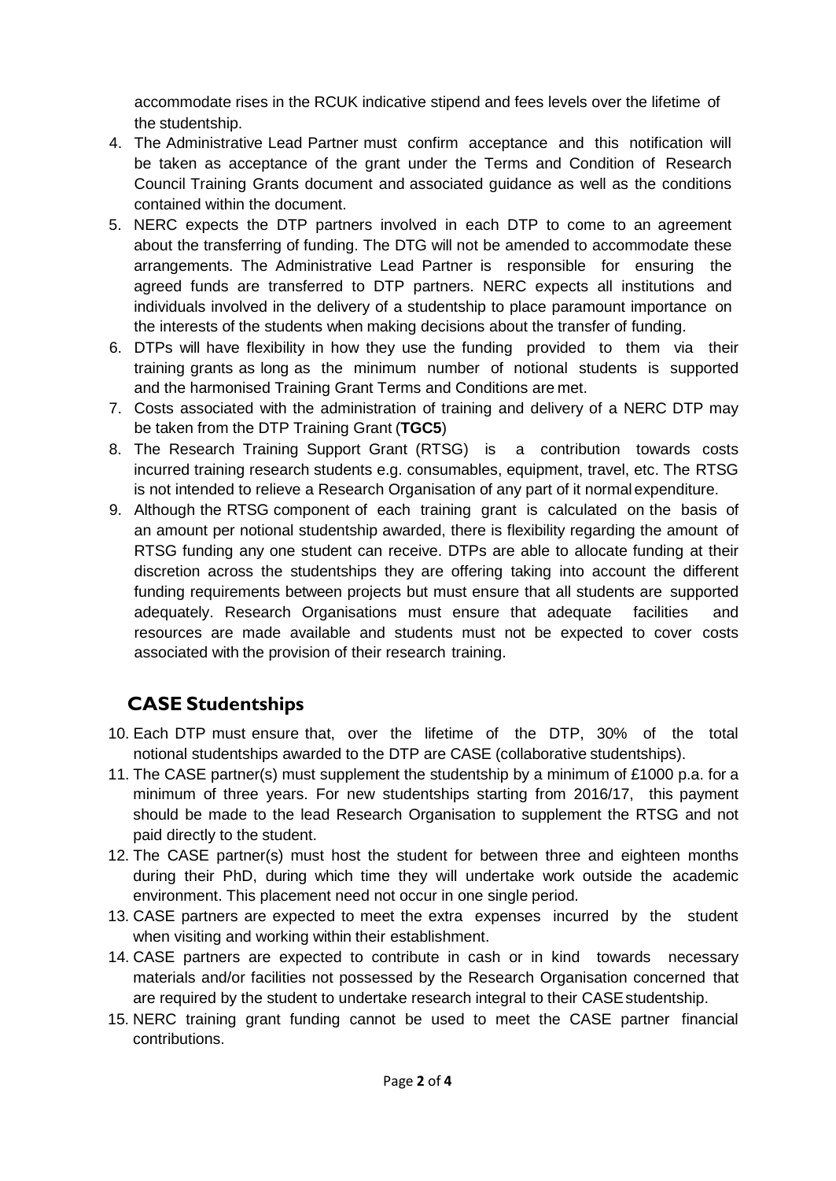accommodate rises in the RCUK indicative stipend and fees levels over the lifetime of the studentship.

4. The Administrative Lead Partner must confirm acceptance and this notification will be taken as acceptance of the grant under the Terms and Condition of Research Council Training Grants document and associated guidance as well as the conditions contained within the document.
5. NERC expects the DTP partners involved in each DTP to come to an agreement about the transferring of funding. The DTG will not be amended to accommodate these arrangements. The Administrative Lead Partner is responsible for ensuring the agreed funds are transferred to DTP partners. NERC expects all institutions and individuals involved in the delivery of a studentship to place paramount importance on the interests of the students when making decisions about the transfer of funding.
6. DTPs will have flexibility in how they use the funding provided to them via their training grants as long as the minimum number of notional students is supported and the harmonised Training Grant Terms and Conditions are met.
7. Costs associated with the administration of training and delivery of a NERC DTP may be taken from the DTP Training Grant (**TGC5**)
8. The Research Training Support Grant (RTSG) is a contribution towards costs incurred training research students e.g. consumables, equipment, travel, etc. The RTSG is not intended to relieve a Research Organisation of any part of it normal expenditure.
9. Although the RTSG component of each training grant is calculated on the basis of an amount per notional studentship awarded, there is flexibility regarding the amount of RTSG funding any one student can receive. DTPs are able to allocate funding at their discretion across the studentships they are offering taking into account the different funding requirements between projects but must ensure that all students are supported adequately. Research Organisations must ensure that adequate facilities and resources are made available and students must not be expected to cover costs associated with the provision of their research training.

## CASE Studentships

10. Each DTP must ensure that, over the lifetime of the DTP, 30% of the total notional studentships awarded to the DTP are CASE (collaborative studentships).
11. The CASE partner(s) must supplement the studentship by a minimum of £1000 p.a. for a minimum of three years. For new studentships starting from 2016/17, this payment should be made to the lead Research Organisation to supplement the RTSG and not paid directly to the student.
12. The CASE partner(s) must host the student for between three and eighteen months during their PhD, during which time they will undertake work outside the academic environment. This placement need not occur in one single period.
13. CASE partners are expected to meet the extra expenses incurred by the student when visiting and working within their establishment.
14. CASE partners are expected to contribute in cash or in kind towards necessary materials and/or facilities not possessed by the Research Organisation concerned that are required by the student to undertake research integral to their CASE studentship.
15. NERC training grant funding cannot be used to meet the CASE partner financial contributions.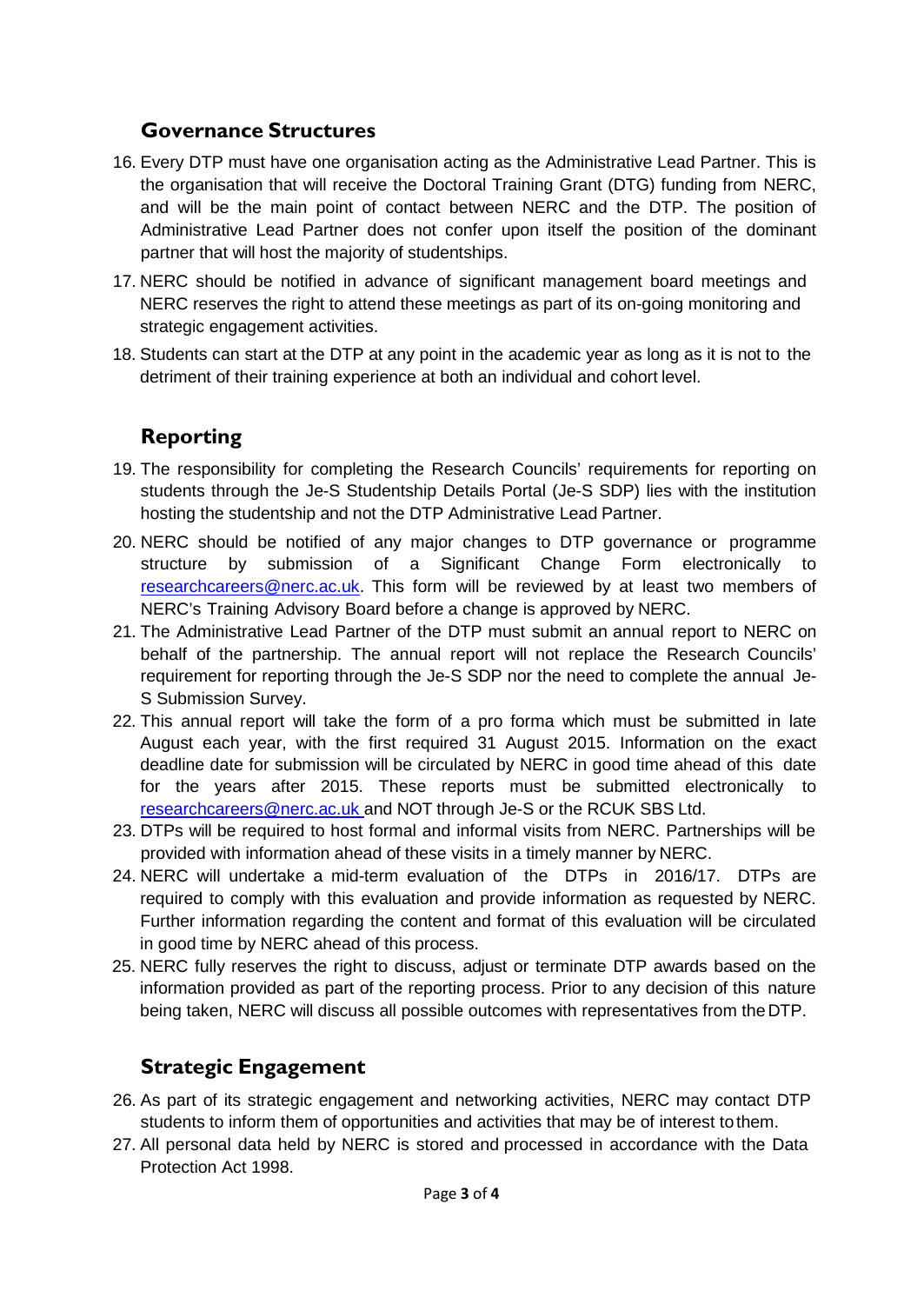## Governance Structures

16. Every DTP must have one organisation acting as the Administrative Lead Partner. This is the organisation that will receive the Doctoral Training Grant (DTG) funding from NERC, and will be the main point of contact between NERC and the DTP. The position of Administrative Lead Partner does not confer upon itself the position of the dominant partner that will host the majority of studentships.
17. NERC should be notified in advance of significant management board meetings and NERC reserves the right to attend these meetings as part of its on-going monitoring and strategic engagement activities.
18. Students can start at the DTP at any point in the academic year as long as it is not to the detriment of their training experience at both an individual and cohort level.

## Reporting

19. The responsibility for completing the Research Councils' requirements for reporting on students through the Je-S Studentship Details Portal (Je-S SDP) lies with the institution hosting the studentship and not the DTP Administrative Lead Partner.
20. NERC should be notified of any major changes to DTP governance or programme structure by submission of a Significant Change Form electronically to researchcareers@nerc.ac.uk. This form will be reviewed by at least two members of NERC's Training Advisory Board before a change is approved by NERC.
21. The Administrative Lead Partner of the DTP must submit an annual report to NERC on behalf of the partnership. The annual report will not replace the Research Councils' requirement for reporting through the Je-S SDP nor the need to complete the annual Je-S Submission Survey.
22. This annual report will take the form of a pro forma which must be submitted in late August each year, with the first required 31 August 2015. Information on the exact deadline date for submission will be circulated by NERC in good time ahead of this date for the years after 2015. These reports must be submitted electronically to researchcareers@nerc.ac.uk and NOT through Je-S or the RCUK SBS Ltd.
23. DTPs will be required to host formal and informal visits from NERC. Partnerships will be provided with information ahead of these visits in a timely manner by NERC.
24. NERC will undertake a mid-term evaluation of the DTPs in 2016/17. DTPs are required to comply with this evaluation and provide information as requested by NERC. Further information regarding the content and format of this evaluation will be circulated in good time by NERC ahead of this process.
25. NERC fully reserves the right to discuss, adjust or terminate DTP awards based on the information provided as part of the reporting process. Prior to any decision of this nature being taken, NERC will discuss all possible outcomes with representatives from the DTP.

## Strategic Engagement

26. As part of its strategic engagement and networking activities, NERC may contact DTP students to inform them of opportunities and activities that may be of interest to them.
27. All personal data held by NERC is stored and processed in accordance with the Data Protection Act 1998.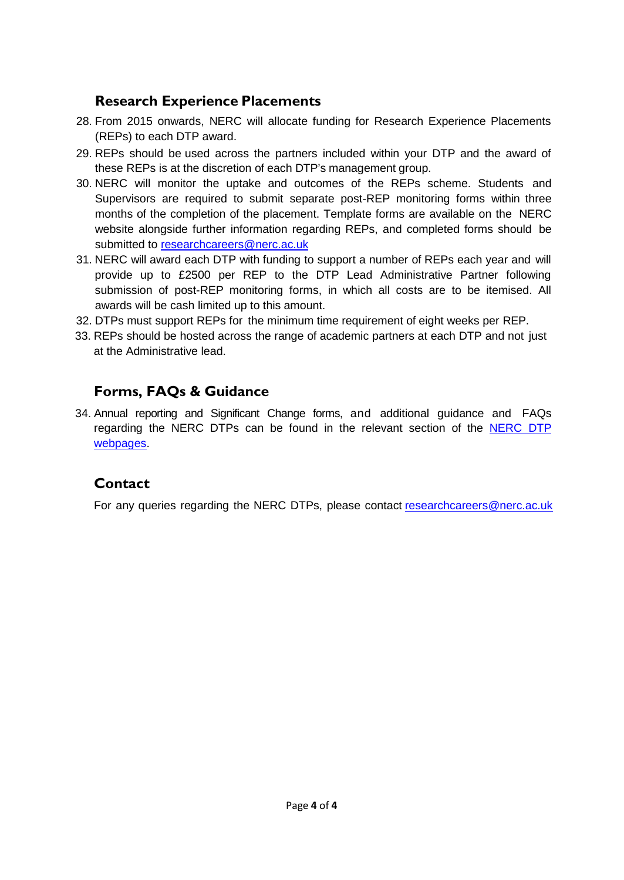## Research Experience Placements

28. From 2015 onwards, NERC will allocate funding for Research Experience Placements (REPs) to each DTP award.
29. REPs should be used across the partners included within your DTP and the award of these REPs is at the discretion of each DTP's management group.
30. NERC will monitor the uptake and outcomes of the REPs scheme. Students and Supervisors are required to submit separate post-REP monitoring forms within three months of the completion of the placement. Template forms are available on the NERC website alongside further information regarding REPs, and completed forms should be submitted to [researchcareers@nerc.ac.uk](mailto:researchcareers@nerc.ac.uk)
31. NERC will award each DTP with funding to support a number of REPs each year and will provide up to £2500 per REP to the DTP Lead Administrative Partner following submission of post-REP monitoring forms, in which all costs are to be itemised. All awards will be cash limited up to this amount.
32. DTPs must support REPs for the minimum time requirement of eight weeks per REP.
33. REPs should be hosted across the range of academic partners at each DTP and not just at the Administrative lead.

## Forms, FAQs & Guidance

34. Annual reporting and Significant Change forms, and additional guidance and FAQs regarding the NERC DTPs can be found in the relevant section of the NERC DTP webpages.

## Contact

For any queries regarding the NERC DTPs, please contact [researchcareers@nerc.ac.uk](mailto:researchcareers@nerc.ac.uk)